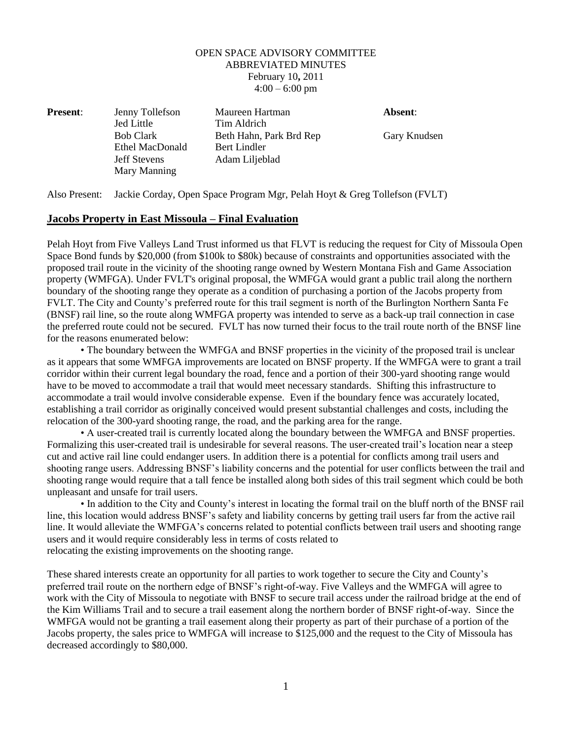OPEN SPACE ADVISORY COMMITTEE
ABBREVIATED MINUTES
February 10, 2011
4:00 – 6:00 pm

| **Present**: | | | **Absent**: |
|---|---|---|---|
| | Jenny Tollefson | Maureen Hartman | |
| | Jed Little | Tim Aldrich | |
| | Bob Clark | Beth Hahn, Park Brd Rep | Gary Knudsen |
| | Ethel MacDonald | Bert Lindler | |
| | Jeff Stevens | Adam Liljeblad | |
| | Mary Manning | | |

Also Present: Jackie Corday, Open Space Program Mgr, Pelah Hoyt & Greg Tollefson (FVLT)

## **Jacobs Property in East Missoula – Final Evaluation**

Pelah Hoyt from Five Valleys Land Trust informed us that FLVT is reducing the request for City of Missoula Open Space Bond funds by $20,000 (from $100k to $80k) because of constraints and opportunities associated with the proposed trail route in the vicinity of the shooting range owned by Western Montana Fish and Game Association property (WMFGA). Under FVLT's original proposal, the WMFGA would grant a public trail along the northern boundary of the shooting range they operate as a condition of purchasing a portion of the Jacobs property from FVLT. The City and County's preferred route for this trail segment is north of the Burlington Northern Santa Fe (BNSF) rail line, so the route along WMFGA property was intended to serve as a back-up trail connection in case the preferred route could not be secured. FVLT has now turned their focus to the trail route north of the BNSF line for the reasons enumerated below:

• The boundary between the WMFGA and BNSF properties in the vicinity of the proposed trail is unclear as it appears that some WMFGA improvements are located on BNSF property. If the WMFGA were to grant a trail corridor within their current legal boundary the road, fence and a portion of their 300-yard shooting range would have to be moved to accommodate a trail that would meet necessary standards. Shifting this infrastructure to accommodate a trail would involve considerable expense. Even if the boundary fence was accurately located, establishing a trail corridor as originally conceived would present substantial challenges and costs, including the relocation of the 300-yard shooting range, the road, and the parking area for the range.

• A user-created trail is currently located along the boundary between the WMFGA and BNSF properties. Formalizing this user-created trail is undesirable for several reasons. The user-created trail's location near a steep cut and active rail line could endanger users. In addition there is a potential for conflicts among trail users and shooting range users. Addressing BNSF's liability concerns and the potential for user conflicts between the trail and shooting range would require that a tall fence be installed along both sides of this trail segment which could be both unpleasant and unsafe for trail users.

• In addition to the City and County's interest in locating the formal trail on the bluff north of the BNSF rail line, this location would address BNSF's safety and liability concerns by getting trail users far from the active rail line. It would alleviate the WMFGA's concerns related to potential conflicts between trail users and shooting range users and it would require considerably less in terms of costs related to relocating the existing improvements on the shooting range.

These shared interests create an opportunity for all parties to work together to secure the City and County's preferred trail route on the northern edge of BNSF's right-of-way. Five Valleys and the WMFGA will agree to work with the City of Missoula to negotiate with BNSF to secure trail access under the railroad bridge at the end of the Kim Williams Trail and to secure a trail easement along the northern border of BNSF right-of-way. Since the WMFGA would not be granting a trail easement along their property as part of their purchase of a portion of the Jacobs property, the sales price to WMFGA will increase to $125,000 and the request to the City of Missoula has decreased accordingly to $80,000.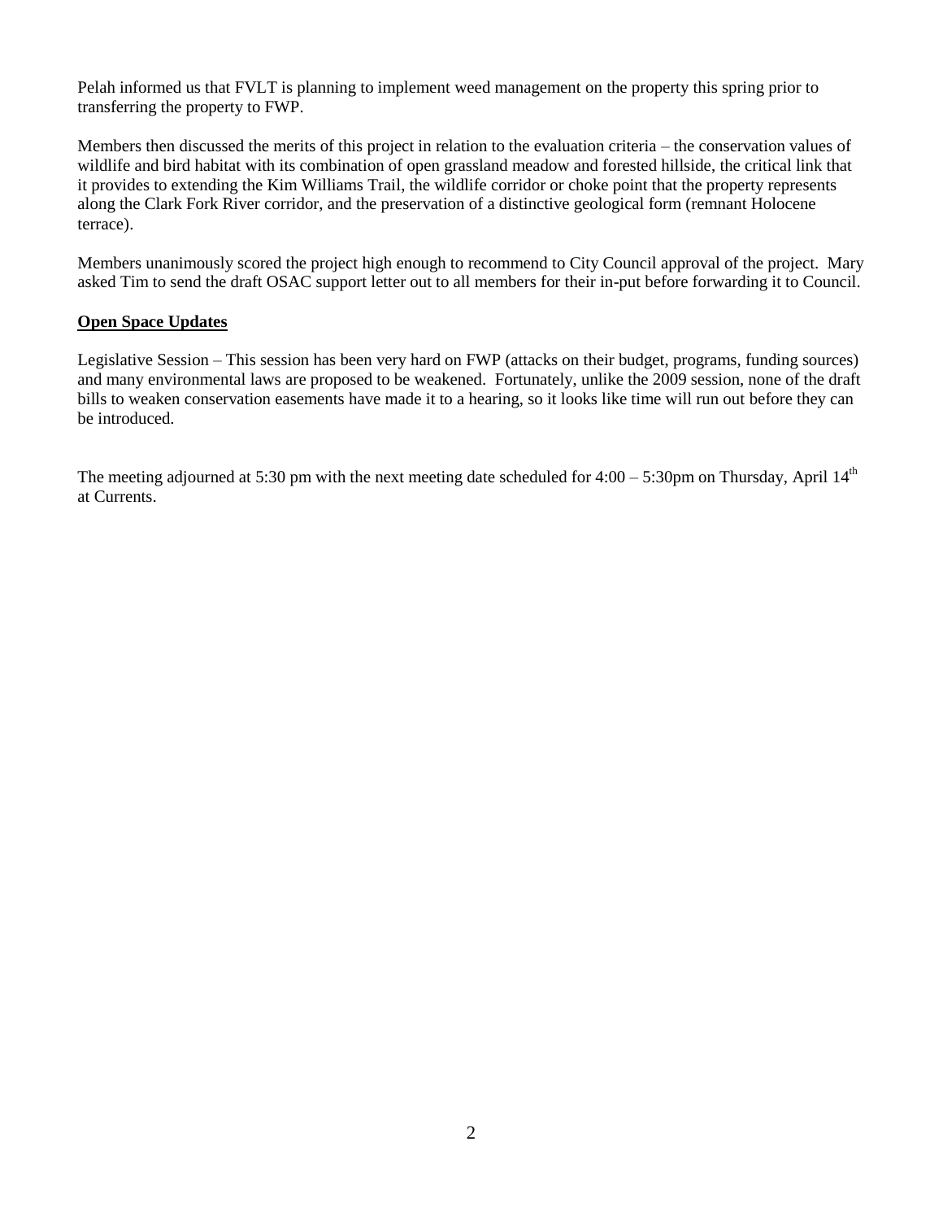Pelah informed us that FVLT is planning to implement weed management on the property this spring prior to transferring the property to FWP.

Members then discussed the merits of this project in relation to the evaluation criteria – the conservation values of wildlife and bird habitat with its combination of open grassland meadow and forested hillside, the critical link that it provides to extending the Kim Williams Trail, the wildlife corridor or choke point that the property represents along the Clark Fork River corridor, and the preservation of a distinctive geological form (remnant Holocene terrace).

Members unanimously scored the project high enough to recommend to City Council approval of the project. Mary asked Tim to send the draft OSAC support letter out to all members for their in-put before forwarding it to Council.

**Open Space Updates**

Legislative Session – This session has been very hard on FWP (attacks on their budget, programs, funding sources) and many environmental laws are proposed to be weakened. Fortunately, unlike the 2009 session, none of the draft bills to weaken conservation easements have made it to a hearing, so it looks like time will run out before they can be introduced.

The meeting adjourned at 5:30 pm with the next meeting date scheduled for 4:00 – 5:30pm on Thursday, April 14th at Currents.